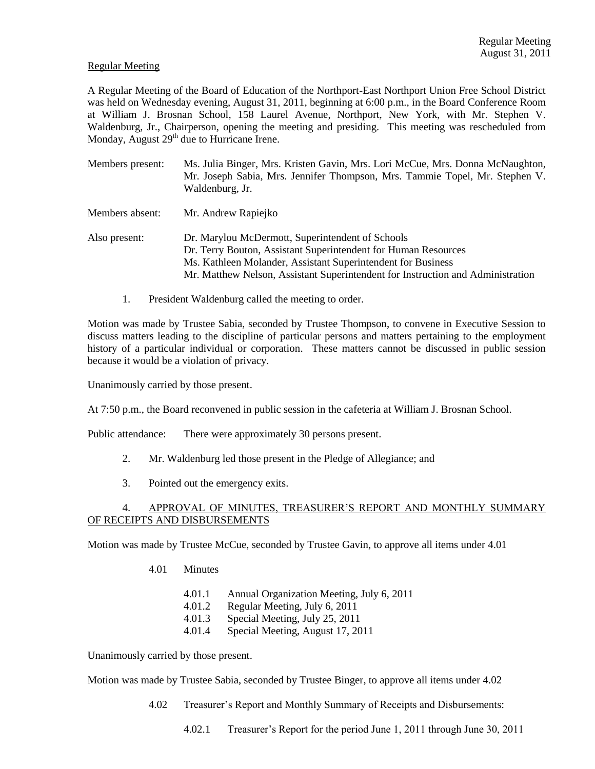Regular Meeting
August 31, 2011

Regular Meeting

A Regular Meeting of the Board of Education of the Northport-East Northport Union Free School District was held on Wednesday evening, August 31, 2011, beginning at 6:00 p.m., in the Board Conference Room at William J. Brosnan School, 158 Laurel Avenue, Northport, New York, with Mr. Stephen V. Waldenburg, Jr., Chairperson, opening the meeting and presiding. This meeting was rescheduled from Monday, August 29th due to Hurricane Irene.

Members present: Ms. Julia Binger, Mrs. Kristen Gavin, Mrs. Lori McCue, Mrs. Donna McNaughton, Mr. Joseph Sabia, Mrs. Jennifer Thompson, Mrs. Tammie Topel, Mr. Stephen V. Waldenburg, Jr.

Members absent: Mr. Andrew Rapiejko

Also present: Dr. Marylou McDermott, Superintendent of Schools
Dr. Terry Bouton, Assistant Superintendent for Human Resources
Ms. Kathleen Molander, Assistant Superintendent for Business
Mr. Matthew Nelson, Assistant Superintendent for Instruction and Administration

1. President Waldenburg called the meeting to order.

Motion was made by Trustee Sabia, seconded by Trustee Thompson, to convene in Executive Session to discuss matters leading to the discipline of particular persons and matters pertaining to the employment history of a particular individual or corporation. These matters cannot be discussed in public session because it would be a violation of privacy.

Unanimously carried by those present.

At 7:50 p.m., the Board reconvened in public session in the cafeteria at William J. Brosnan School.

Public attendance: There were approximately 30 persons present.

2. Mr. Waldenburg led those present in the Pledge of Allegiance; and

3. Pointed out the emergency exits.

4. APPROVAL OF MINUTES, TREASURER'S REPORT AND MONTHLY SUMMARY OF RECEIPTS AND DISBURSEMENTS

Motion was made by Trustee McCue, seconded by Trustee Gavin, to approve all items under 4.01

4.01 Minutes

- 4.01.1 Annual Organization Meeting, July 6, 2011
- 4.01.2 Regular Meeting, July 6, 2011
- 4.01.3 Special Meeting, July 25, 2011
- 4.01.4 Special Meeting, August 17, 2011

Unanimously carried by those present.

Motion was made by Trustee Sabia, seconded by Trustee Binger, to approve all items under 4.02

4.02 Treasurer's Report and Monthly Summary of Receipts and Disbursements:

4.02.1 Treasurer's Report for the period June 1, 2011 through June 30, 2011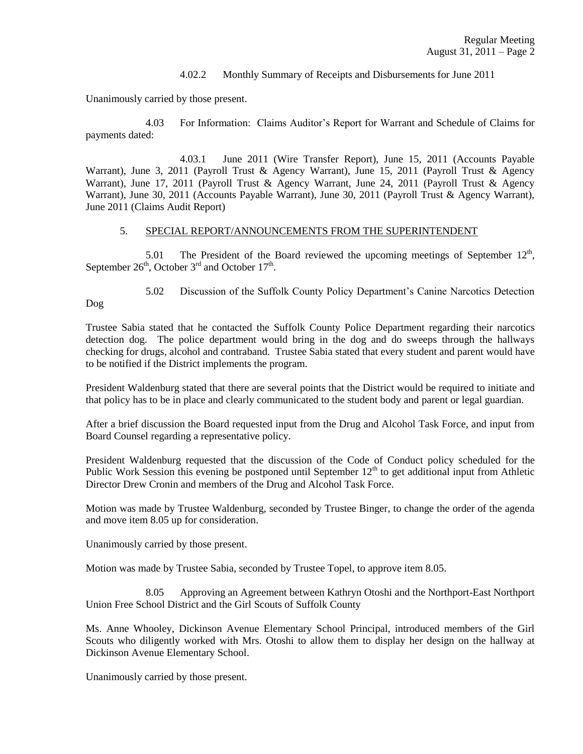4.02.2 Monthly Summary of Receipts and Disbursements for June 2011

Unanimously carried by those present.

4.03 For Information: Claims Auditor's Report for Warrant and Schedule of Claims for payments dated:

4.03.1 June 2011 (Wire Transfer Report), June 15, 2011 (Accounts Payable Warrant), June 3, 2011 (Payroll Trust & Agency Warrant), June 15, 2011 (Payroll Trust & Agency Warrant), June 17, 2011 (Payroll Trust & Agency Warrant, June 24, 2011 (Payroll Trust & Agency Warrant), June 30, 2011 (Accounts Payable Warrant), June 30, 2011 (Payroll Trust & Agency Warrant), June 2011 (Claims Audit Report)

5. SPECIAL REPORT/ANNOUNCEMENTS FROM THE SUPERINTENDENT

5.01 The President of the Board reviewed the upcoming meetings of September 12th, September 26th, October 3rd and October 17th.

5.02 Discussion of the Suffolk County Policy Department's Canine Narcotics Detection Dog

Trustee Sabia stated that he contacted the Suffolk County Police Department regarding their narcotics detection dog. The police department would bring in the dog and do sweeps through the hallways checking for drugs, alcohol and contraband. Trustee Sabia stated that every student and parent would have to be notified if the District implements the program.

President Waldenburg stated that there are several points that the District would be required to initiate and that policy has to be in place and clearly communicated to the student body and parent or legal guardian.

After a brief discussion the Board requested input from the Drug and Alcohol Task Force, and input from Board Counsel regarding a representative policy.

President Waldenburg requested that the discussion of the Code of Conduct policy scheduled for the Public Work Session this evening be postponed until September 12th to get additional input from Athletic Director Drew Cronin and members of the Drug and Alcohol Task Force.

Motion was made by Trustee Waldenburg, seconded by Trustee Binger, to change the order of the agenda and move item 8.05 up for consideration.

Unanimously carried by those present.

Motion was made by Trustee Sabia, seconded by Trustee Topel, to approve item 8.05.

8.05 Approving an Agreement between Kathryn Otoshi and the Northport-East Northport Union Free School District and the Girl Scouts of Suffolk County

Ms. Anne Whooley, Dickinson Avenue Elementary School Principal, introduced members of the Girl Scouts who diligently worked with Mrs. Otoshi to allow them to display her design on the hallway at Dickinson Avenue Elementary School.

Unanimously carried by those present.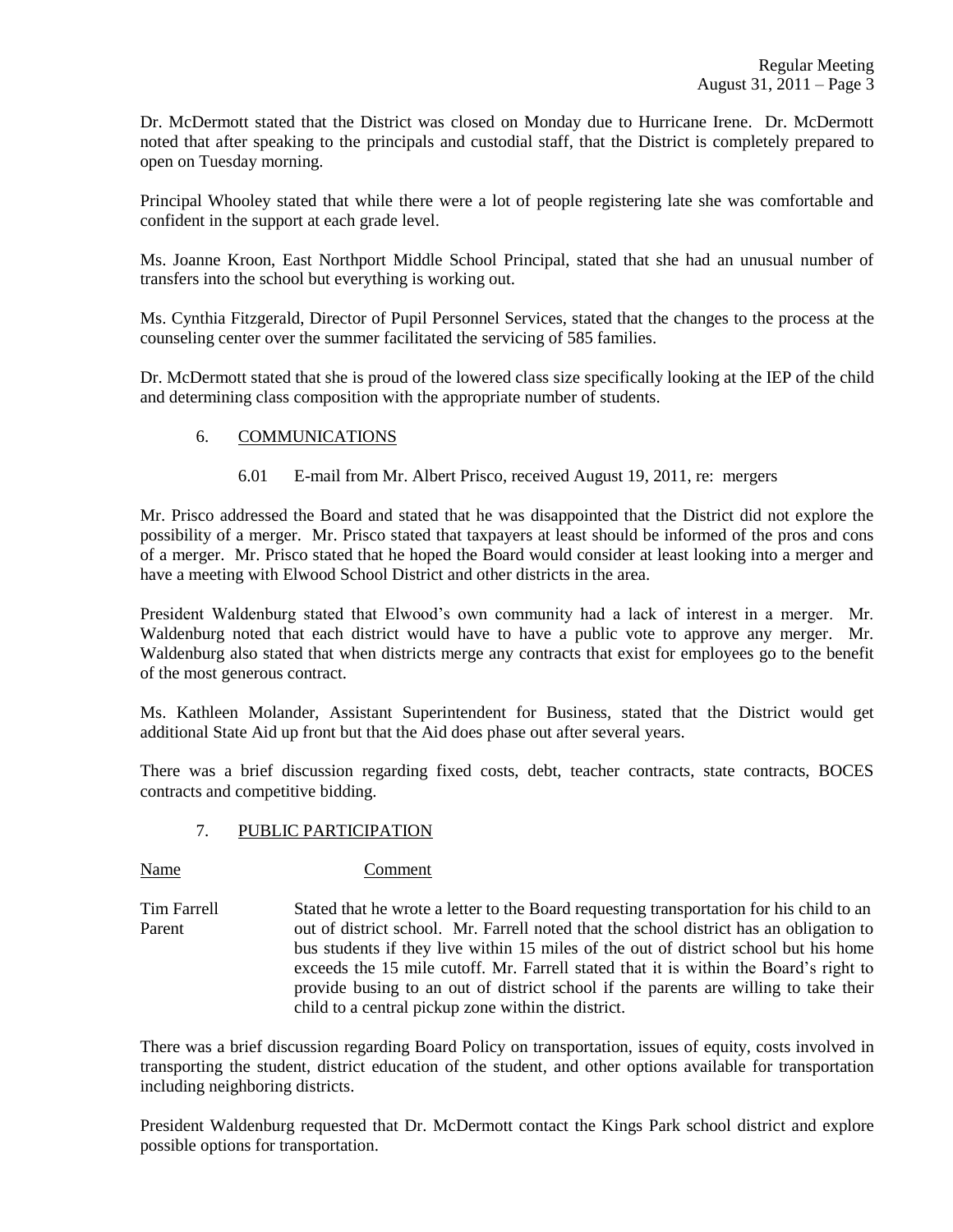Dr. McDermott stated that the District was closed on Monday due to Hurricane Irene. Dr. McDermott noted that after speaking to the principals and custodial staff, that the District is completely prepared to open on Tuesday morning.

Principal Whooley stated that while there were a lot of people registering late she was comfortable and confident in the support at each grade level.

Ms. Joanne Kroon, East Northport Middle School Principal, stated that she had an unusual number of transfers into the school but everything is working out.

Ms. Cynthia Fitzgerald, Director of Pupil Personnel Services, stated that the changes to the process at the counseling center over the summer facilitated the servicing of 585 families.

Dr. McDermott stated that she is proud of the lowered class size specifically looking at the IEP of the child and determining class composition with the appropriate number of students.

6. COMMUNICATIONS

6.01 E-mail from Mr. Albert Prisco, received August 19, 2011, re: mergers

Mr. Prisco addressed the Board and stated that he was disappointed that the District did not explore the possibility of a merger. Mr. Prisco stated that taxpayers at least should be informed of the pros and cons of a merger. Mr. Prisco stated that he hoped the Board would consider at least looking into a merger and have a meeting with Elwood School District and other districts in the area.

President Waldenburg stated that Elwood's own community had a lack of interest in a merger. Mr. Waldenburg noted that each district would have to have a public vote to approve any merger. Mr. Waldenburg also stated that when districts merge any contracts that exist for employees go to the benefit of the most generous contract.

Ms. Kathleen Molander, Assistant Superintendent for Business, stated that the District would get additional State Aid up front but that the Aid does phase out after several years.

There was a brief discussion regarding fixed costs, debt, teacher contracts, state contracts, BOCES contracts and competitive bidding.

7. PUBLIC PARTICIPATION

| Name | Comment |
|---|---|
| Tim Farrell<br>Parent | Stated that he wrote a letter to the Board requesting transportation for his child to an out of district school. Mr. Farrell noted that the school district has an obligation to bus students if they live within 15 miles of the out of district school but his home exceeds the 15 mile cutoff. Mr. Farrell stated that it is within the Board's right to provide busing to an out of district school if the parents are willing to take their child to a central pickup zone within the district. |

There was a brief discussion regarding Board Policy on transportation, issues of equity, costs involved in transporting the student, district education of the student, and other options available for transportation including neighboring districts.

President Waldenburg requested that Dr. McDermott contact the Kings Park school district and explore possible options for transportation.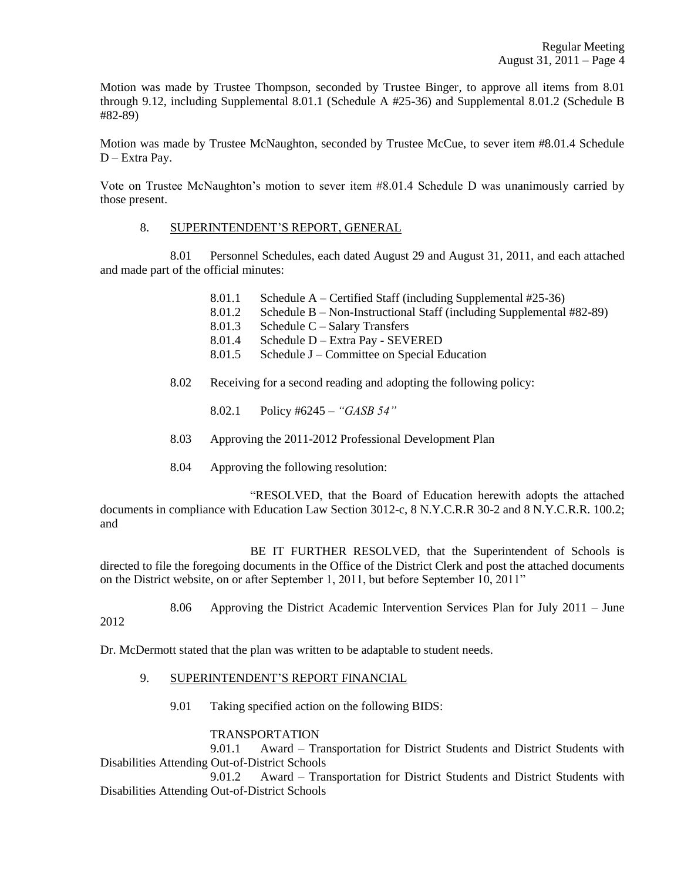Motion was made by Trustee Thompson, seconded by Trustee Binger, to approve all items from 8.01 through 9.12, including Supplemental 8.01.1 (Schedule A #25-36) and Supplemental 8.01.2 (Schedule B #82-89)

Motion was made by Trustee McNaughton, seconded by Trustee McCue, to sever item #8.01.4 Schedule D – Extra Pay.

Vote on Trustee McNaughton's motion to sever item #8.01.4 Schedule D was unanimously carried by those present.

8. SUPERINTENDENT'S REPORT, GENERAL

8.01 Personnel Schedules, each dated August 29 and August 31, 2011, and each attached and made part of the official minutes:

- 8.01.1 Schedule A – Certified Staff (including Supplemental #25-36)
- 8.01.2 Schedule B – Non-Instructional Staff (including Supplemental #82-89)
- 8.01.3 Schedule C – Salary Transfers
- 8.01.4 Schedule D – Extra Pay - SEVERED
- 8.01.5 Schedule J – Committee on Special Education

8.02 Receiving for a second reading and adopting the following policy:

8.02.1 Policy #6245 – *"GASB 54"*

8.03 Approving the 2011-2012 Professional Development Plan

8.04 Approving the following resolution:

"RESOLVED, that the Board of Education herewith adopts the attached documents in compliance with Education Law Section 3012-c, 8 N.Y.C.R.R 30-2 and 8 N.Y.C.R.R. 100.2; and

BE IT FURTHER RESOLVED, that the Superintendent of Schools is directed to file the foregoing documents in the Office of the District Clerk and post the attached documents on the District website, on or after September 1, 2011, but before September 10, 2011"

8.06 Approving the District Academic Intervention Services Plan for July 2011 – June 2012

Dr. McDermott stated that the plan was written to be adaptable to student needs.

9. SUPERINTENDENT'S REPORT FINANCIAL

9.01 Taking specified action on the following BIDS:

TRANSPORTATION

9.01.1 Award – Transportation for District Students and District Students with Disabilities Attending Out-of-District Schools

9.01.2 Award – Transportation for District Students and District Students with Disabilities Attending Out-of-District Schools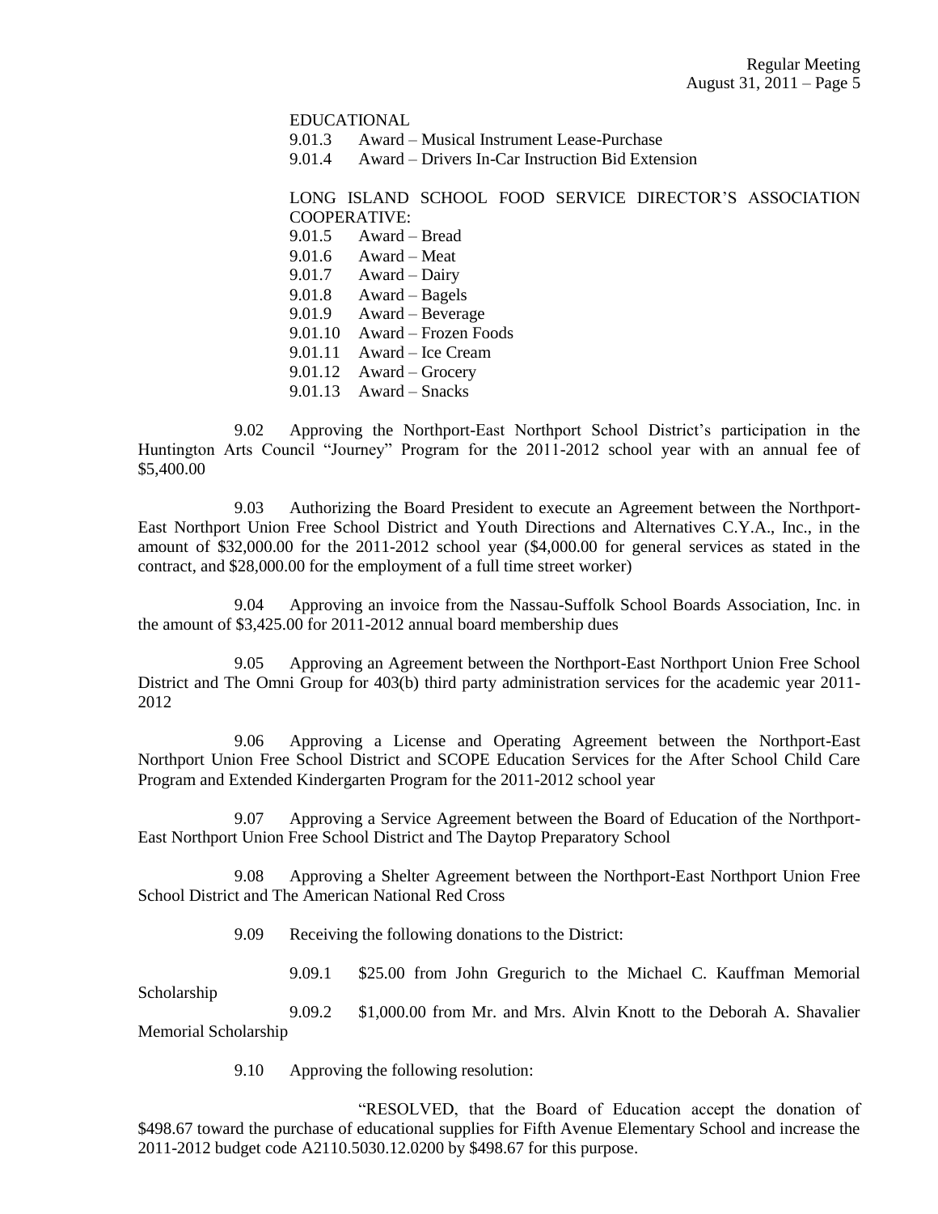EDUCATIONAL

9.01.3 Award – Musical Instrument Lease-Purchase

9.01.4 Award – Drivers In-Car Instruction Bid Extension

LONG ISLAND SCHOOL FOOD SERVICE DIRECTOR'S ASSOCIATION COOPERATIVE:

9.01.5 Award – Bread

9.01.6 Award – Meat

9.01.7 Award – Dairy

9.01.8 Award – Bagels

9.01.9 Award – Beverage

9.01.10 Award – Frozen Foods

9.01.11 Award – Ice Cream

9.01.12 Award – Grocery

9.01.13 Award – Snacks

9.02 Approving the Northport-East Northport School District's participation in the Huntington Arts Council "Journey" Program for the 2011-2012 school year with an annual fee of $5,400.00

9.03 Authorizing the Board President to execute an Agreement between the Northport-East Northport Union Free School District and Youth Directions and Alternatives C.Y.A., Inc., in the amount of $32,000.00 for the 2011-2012 school year ($4,000.00 for general services as stated in the contract, and $28,000.00 for the employment of a full time street worker)

9.04 Approving an invoice from the Nassau-Suffolk School Boards Association, Inc. in the amount of $3,425.00 for 2011-2012 annual board membership dues

9.05 Approving an Agreement between the Northport-East Northport Union Free School District and The Omni Group for 403(b) third party administration services for the academic year 2011-2012

9.06 Approving a License and Operating Agreement between the Northport-East Northport Union Free School District and SCOPE Education Services for the After School Child Care Program and Extended Kindergarten Program for the 2011-2012 school year

9.07 Approving a Service Agreement between the Board of Education of the Northport-East Northport Union Free School District and The Daytop Preparatory School

9.08 Approving a Shelter Agreement between the Northport-East Northport Union Free School District and The American National Red Cross

9.09 Receiving the following donations to the District:

9.09.1 $25.00 from John Gregurich to the Michael C. Kauffman Memorial Scholarship

9.09.2 $1,000.00 from Mr. and Mrs. Alvin Knott to the Deborah A. Shavalier Memorial Scholarship

9.10 Approving the following resolution:

"RESOLVED, that the Board of Education accept the donation of $498.67 toward the purchase of educational supplies for Fifth Avenue Elementary School and increase the 2011-2012 budget code A2110.5030.12.0200 by $498.67 for this purpose.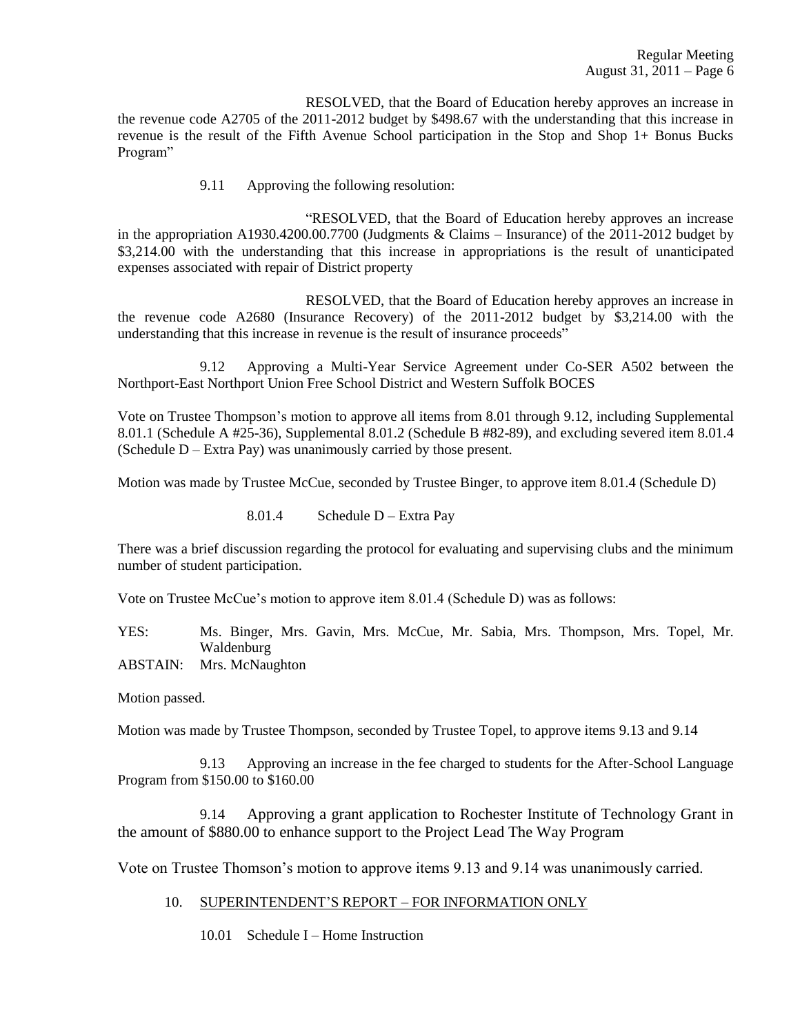RESOLVED, that the Board of Education hereby approves an increase in the revenue code A2705 of the 2011-2012 budget by $498.67 with the understanding that this increase in revenue is the result of the Fifth Avenue School participation in the Stop and Shop 1+ Bonus Bucks Program"

9.11 Approving the following resolution:

"RESOLVED, that the Board of Education hereby approves an increase in the appropriation A1930.4200.00.7700 (Judgments & Claims – Insurance) of the 2011-2012 budget by $3,214.00 with the understanding that this increase in appropriations is the result of unanticipated expenses associated with repair of District property

RESOLVED, that the Board of Education hereby approves an increase in the revenue code A2680 (Insurance Recovery) of the 2011-2012 budget by $3,214.00 with the understanding that this increase in revenue is the result of insurance proceeds"

9.12 Approving a Multi-Year Service Agreement under Co-SER A502 between the Northport-East Northport Union Free School District and Western Suffolk BOCES

Vote on Trustee Thompson's motion to approve all items from 8.01 through 9.12, including Supplemental 8.01.1 (Schedule A #25-36), Supplemental 8.01.2 (Schedule B #82-89), and excluding severed item 8.01.4 (Schedule D – Extra Pay) was unanimously carried by those present.

Motion was made by Trustee McCue, seconded by Trustee Binger, to approve item 8.01.4 (Schedule D)

8.01.4 Schedule D – Extra Pay

There was a brief discussion regarding the protocol for evaluating and supervising clubs and the minimum number of student participation.

Vote on Trustee McCue's motion to approve item 8.01.4 (Schedule D) was as follows:

YES: Ms. Binger, Mrs. Gavin, Mrs. McCue, Mr. Sabia, Mrs. Thompson, Mrs. Topel, Mr. Waldenburg

ABSTAIN: Mrs. McNaughton

Motion passed.

Motion was made by Trustee Thompson, seconded by Trustee Topel, to approve items 9.13 and 9.14

9.13 Approving an increase in the fee charged to students for the After-School Language Program from $150.00 to $160.00

9.14 Approving a grant application to Rochester Institute of Technology Grant in the amount of $880.00 to enhance support to the Project Lead The Way Program

Vote on Trustee Thomson's motion to approve items 9.13 and 9.14 was unanimously carried.

10. SUPERINTENDENT'S REPORT – FOR INFORMATION ONLY

10.01 Schedule I – Home Instruction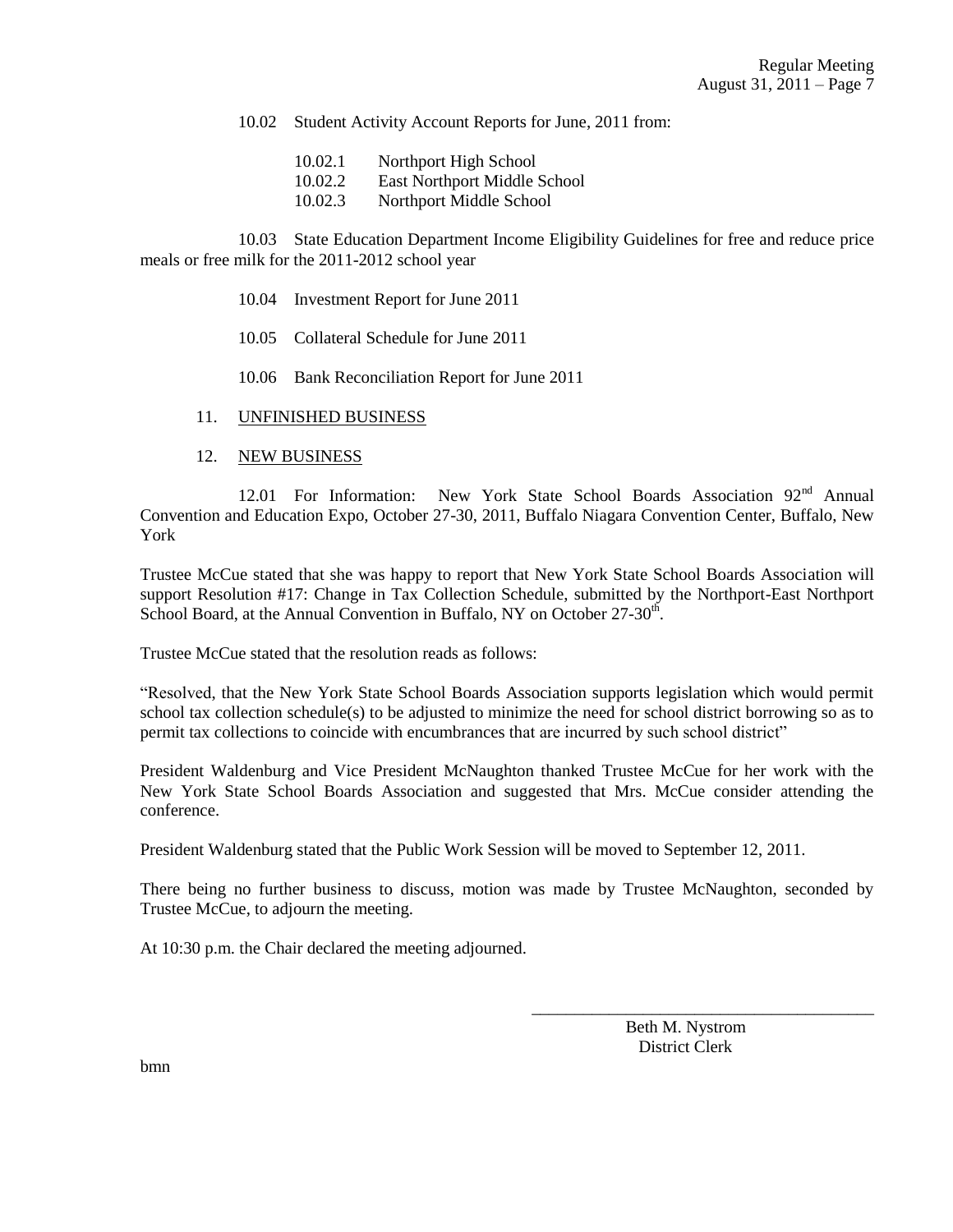10.02 Student Activity Account Reports for June, 2011 from:

10.02.1 Northport High School
10.02.2 East Northport Middle School
10.02.3 Northport Middle School

10.03 State Education Department Income Eligibility Guidelines for free and reduce price meals or free milk for the 2011-2012 school year

10.04 Investment Report for June 2011

10.05 Collateral Schedule for June 2011

10.06 Bank Reconciliation Report for June 2011

11. UNFINISHED BUSINESS

12. NEW BUSINESS

12.01 For Information: New York State School Boards Association 92nd Annual Convention and Education Expo, October 27-30, 2011, Buffalo Niagara Convention Center, Buffalo, New York

Trustee McCue stated that she was happy to report that New York State School Boards Association will support Resolution #17: Change in Tax Collection Schedule, submitted by the Northport-East Northport School Board, at the Annual Convention in Buffalo, NY on October 27-30th.

Trustee McCue stated that the resolution reads as follows:

"Resolved, that the New York State School Boards Association supports legislation which would permit school tax collection schedule(s) to be adjusted to minimize the need for school district borrowing so as to permit tax collections to coincide with encumbrances that are incurred by such school district"

President Waldenburg and Vice President McNaughton thanked Trustee McCue for her work with the New York State School Boards Association and suggested that Mrs. McCue consider attending the conference.

President Waldenburg stated that the Public Work Session will be moved to September 12, 2011.

There being no further business to discuss, motion was made by Trustee McNaughton, seconded by Trustee McCue, to adjourn the meeting.

At 10:30 p.m. the Chair declared the meeting adjourned.

\_\_\_\_\_\_\_\_\_\_\_\_\_\_\_\_\_\_\_\_\_\_\_\_\_\_\_\_\_\_\_\_\_\_\_\_\_\_\_\_

Beth M. Nystrom
District Clerk

bmn